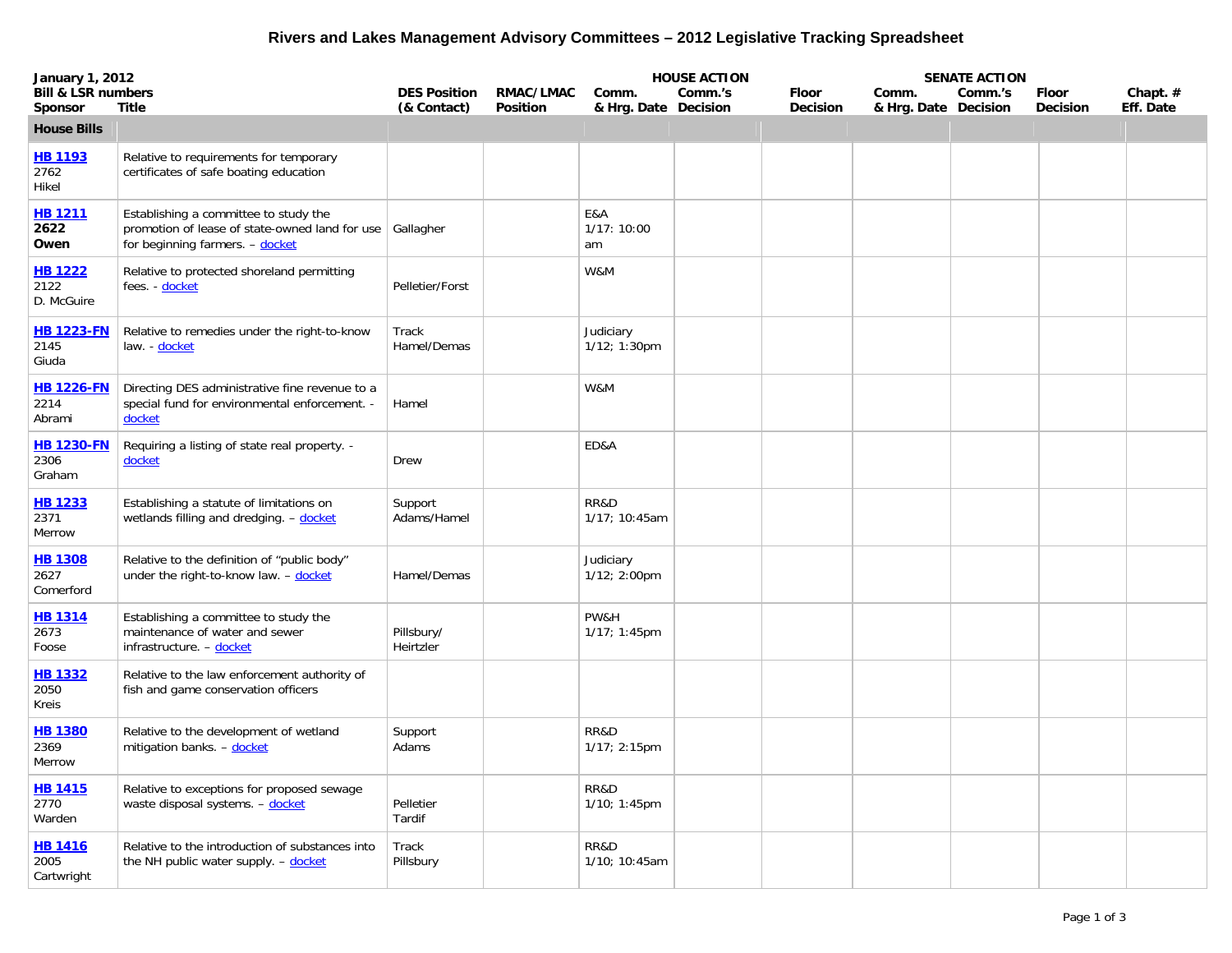# Rivers and Lakes Management Advisory Committees – 2012 Legislative Tracking Spreadsheet

| January 1, 2012 Bill & LSR numbers Sponsor | Title | DES Position (& Contact) | RMAC/LMAC Position | HOUSE ACTION Comm. & Hrg. Date | Comm.'s Decision | Floor Decision | SENATE ACTION Comm. & Hrg. Date | Comm.'s Decision | Floor Decision | Chapt. # Eff. Date |
|---|---|---|---|---|---|---|---|---|---|---|
| **House Bills** | | | | | | | | | | |
| **HB 1193** 2762 Hikel | Relative to requirements for temporary certificates of safe boating education | | | | | | | | | |
| **HB 1211** **2622** **Owen** | Establishing a committee to study the promotion of lease of state-owned land for use for beginning farmers. – docket | Gallagher | | E&A 1/17: 10:00 am | | | | | | |
| **HB 1222** 2122 D. McGuire | Relative to protected shoreland permitting fees. - docket | Pelletier/Forst | | W&M | | | | | | |
| **HB 1223-FN** 2145 Giuda | Relative to remedies under the right-to-know law. - docket | Track Hamel/Demas | | Judiciary 1/12; 1:30pm | | | | | | |
| **HB 1226-FN** 2214 Abrami | Directing DES administrative fine revenue to a special fund for environmental enforcement. - docket | Hamel | | W&M | | | | | | |
| **HB 1230-FN** 2306 Graham | Requiring a listing of state real property. - docket | Drew | | ED&A | | | | | | |
| **HB 1233** 2371 Merrow | Establishing a statute of limitations on wetlands filling and dredging. – docket | Support Adams/Hamel | | RR&D 1/17; 10:45am | | | | | | |
| **HB 1308** 2627 Comerford | Relative to the definition of "public body" under the right-to-know law. – docket | Hamel/Demas | | Judiciary 1/12; 2:00pm | | | | | | |
| **HB 1314** 2673 Foose | Establishing a committee to study the maintenance of water and sewer infrastructure. – docket | Pillsbury/ Heirtzler | | PW&H 1/17; 1:45pm | | | | | | |
| **HB 1332** 2050 Kreis | Relative to the law enforcement authority of fish and game conservation officers | | | | | | | | | |
| **HB 1380** 2369 Merrow | Relative to the development of wetland mitigation banks. – docket | Support Adams | | RR&D 1/17; 2:15pm | | | | | | |
| **HB 1415** 2770 Warden | Relative to exceptions for proposed sewage waste disposal systems. – docket | Pelletier Tardif | | RR&D 1/10; 1:45pm | | | | | | |
| **HB 1416** 2005 Cartwright | Relative to the introduction of substances into the NH public water supply. – docket | Track Pillsbury | | RR&D 1/10; 10:45am | | | | | | |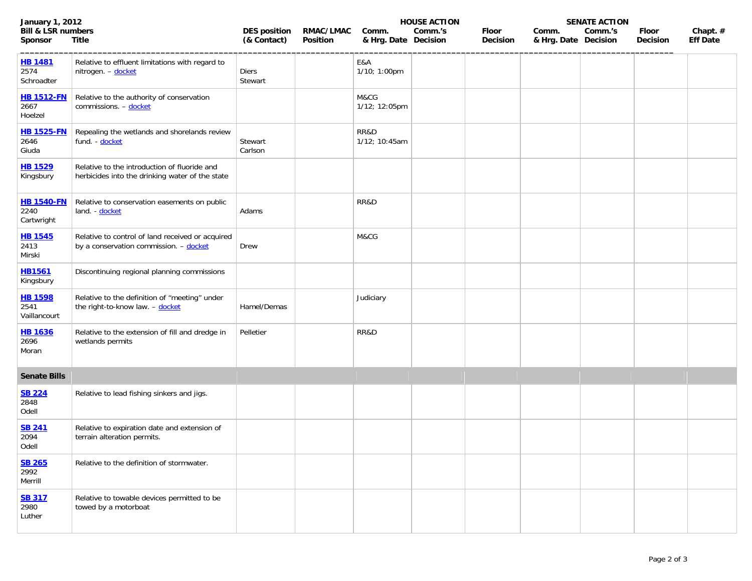| January 1, 2012 Bill & LSR numbers Sponsor | Title | DES position (& Contact) | RMAC/LMAC Position | HOUSE ACTION Comm. & Hrg. Date | Comm.'s Decision | Floor Decision | SENATE ACTION Comm. & Hrg. Date | Comm.'s Decision | Floor Decision | Chapt. # Eff Date |
|---|---|---|---|---|---|---|---|---|---|---|
| **HB 1481** 2574 Schroadter | Relative to effluent limitations with regard to nitrogen. – docket | Diers Stewart | | E&A 1/10; 1:00pm | | | | | | |
| **HB 1512-FN** 2667 Hoelzel | Relative to the authority of conservation commissions. – docket | | | M&CG 1/12; 12:05pm | | | | | | |
| **HB 1525-FN** 2646 Giuda | Repealing the wetlands and shorelands review fund. - docket | Stewart Carlson | | RR&D 1/12; 10:45am | | | | | | |
| **HB 1529** Kingsbury | Relative to the introduction of fluoride and herbicides into the drinking water of the state | | | | | | | | | |
| **HB 1540-FN** 2240 Cartwright | Relative to conservation easements on public land. - docket | Adams | | RR&D | | | | | | |
| **HB 1545** 2413 Mirski | Relative to control of land received or acquired by a conservation commission. – docket | Drew | | M&CG | | | | | | |
| **HB1561** Kingsbury | Discontinuing regional planning commissions | | | | | | | | | |
| **HB 1598** 2541 Vaillancourt | Relative to the definition of "meeting" under the right-to-know law. – docket | Hamel/Demas | | Judiciary | | | | | | |
| **HB 1636** 2696 Moran | Relative to the extension of fill and dredge in wetlands permits | Pelletier | | RR&D | | | | | | |
| **Senate Bills** | | | | | | | | | | |
| **SB 224** 2848 Odell | Relative to lead fishing sinkers and jigs. | | | | | | | | | |
| **SB 241** 2094 Odell | Relative to expiration date and extension of terrain alteration permits. | | | | | | | | | |
| **SB 265** 2992 Merrill | Relative to the definition of stormwater. | | | | | | | | | |
| **SB 317** 2980 Luther | Relative to towable devices permitted to be towed by a motorboat | | | | | | | | | |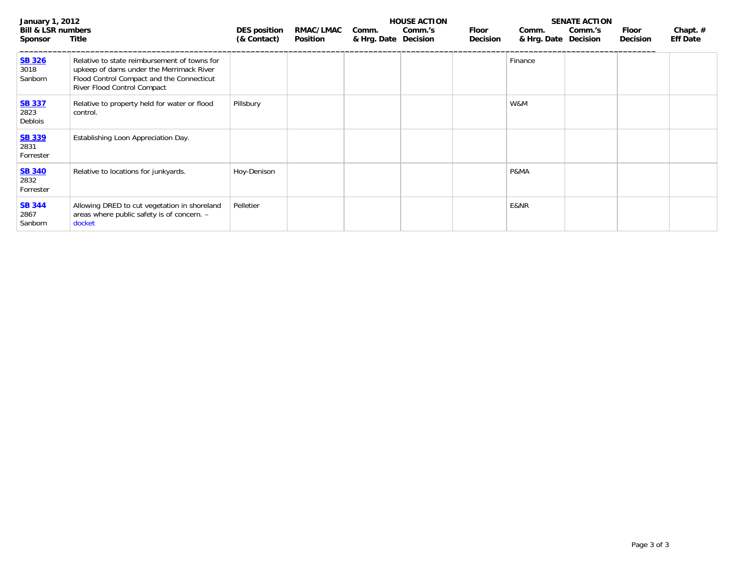January 1, 2012

| Bill & LSR numbers Sponsor | Title | DES position (& Contact) | RMAC/LMAC Position | HOUSE ACTION Comm. & Hrg. Date | Comm.'s Decision | Floor Decision | SENATE ACTION Comm. & Hrg. Date | Comm.'s Decision | Floor Decision | Chapt. # Eff Date |
|---|---|---|---|---|---|---|---|---|---|---|
| **SB 326** 3018 Sanborn | Relative to state reimbursement of towns for upkeep of dams under the Merrimack River Flood Control Compact and the Connecticut River Flood Control Compact | | | | | | Finance | | | |
| **SB 337** 2823 Deblois | Relative to property held for water or flood control. | Pillsbury | | | | | W&M | | | |
| **SB 339** 2831 Forrester | Establishing Loon Appreciation Day. | | | | | | | | | |
| **SB 340** 2832 Forrester | Relative to locations for junkyards. | Hoy-Denison | | | | | P&MA | | | |
| **SB 344** 2867 Sanborn | Allowing DRED to cut vegetation in shoreland areas where public safety is of concern. – docket | Pelletier | | | | | E&NR | | | |